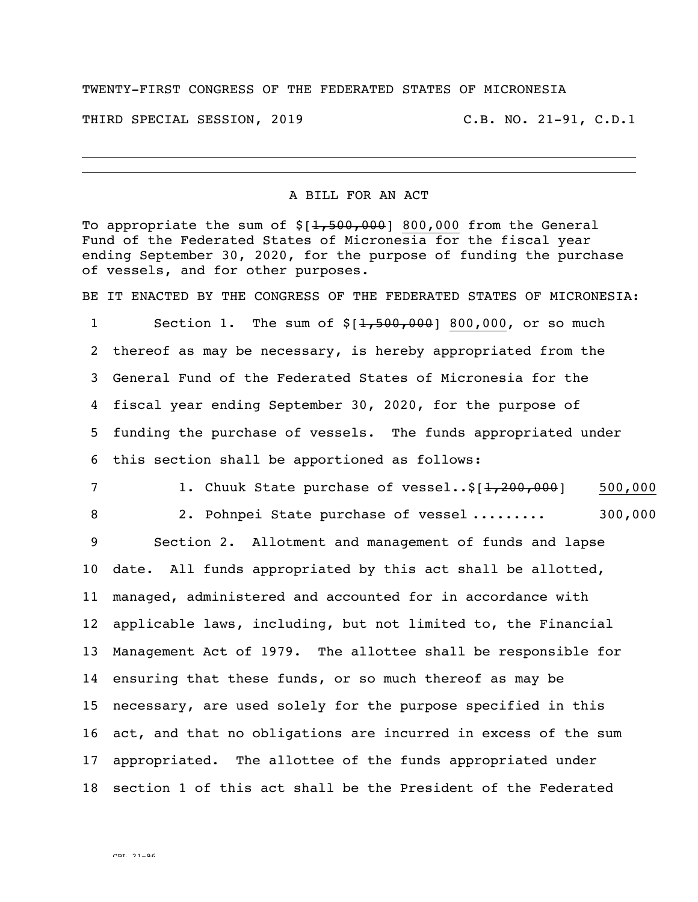TWENTY-FIRST CONGRESS OF THE FEDERATED STATES OF MICRONESIA

THIRD SPECIAL SESSION, 2019 C.B. NO. 21-91, C.D.1

---

A BILL FOR AN ACT

To appropriate the sum of $[~~1,500,000~~] <u>800,000</u> from the General Fund of the Federated States of Micronesia for the fiscal year ending September 30, 2020, for the purpose of funding the purchase of vessels, and for other purposes.

BE IT ENACTED BY THE CONGRESS OF THE FEDERATED STATES OF MICRONESIA:

1 Section 1. The sum of $[~~1,500,000~~] <u>800,000</u>, or so much
2 thereof as may be necessary, is hereby appropriated from the
3 General Fund of the Federated States of Micronesia for the
4 fiscal year ending September 30, 2020, for the purpose of
5 funding the purchase of vessels. The funds appropriated under
6 this section shall be apportioned as follows:

7 1. Chuuk State purchase of vessel..$[~~1,200,000~~] <u>500,000</u>

8 2. Pohnpei State purchase of vessel ......... 300,000

9 Section 2. Allotment and management of funds and lapse
10 date. All funds appropriated by this act shall be allotted,
11 managed, administered and accounted for in accordance with
12 applicable laws, including, but not limited to, the Financial
13 Management Act of 1979. The allottee shall be responsible for
14 ensuring that these funds, or so much thereof as may be
15 necessary, are used solely for the purpose specified in this
16 act, and that no obligations are incurred in excess of the sum
17 appropriated. The allottee of the funds appropriated under
18 section 1 of this act shall be the President of the Federated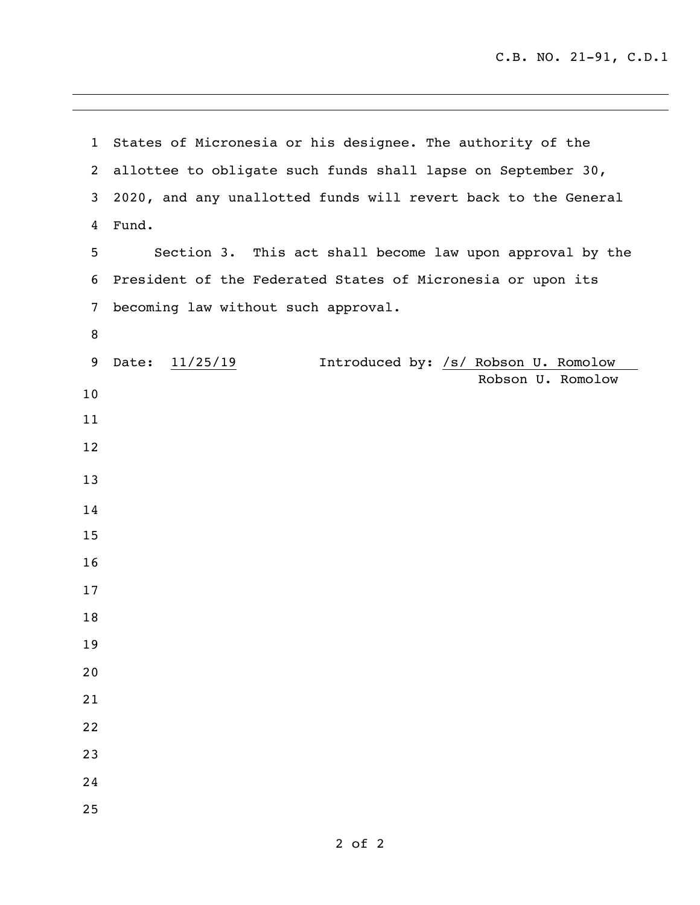States of Micronesia or his designee. The authority of the allottee to obligate such funds shall lapse on September 30, 2020, and any unallotted funds will revert back to the General Fund.

Section 3. This act shall become law upon approval by the President of the Federated States of Micronesia or upon its becoming law without such approval.

Date: 11/25/19 Introduced by: /s/ Robson U. Romolow

Robson U. Romolow